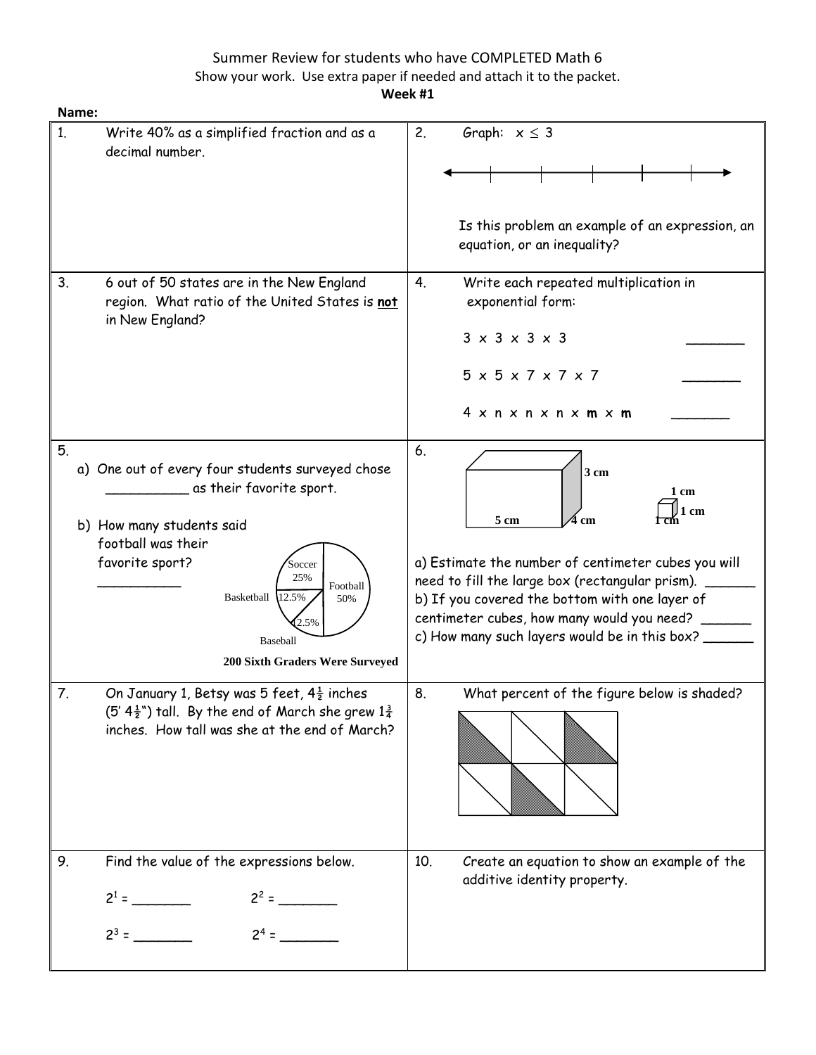Summer Review for students who have COMPLETED Math 6

Show your work. Use extra paper if needed and attach it to the packet.

**Week #1**

**Name:**

1. Write 40% as a simplified fraction and as a decimal number.

2. Graph: $x \leq 3$

   Is this problem an example of an expression, an equation, or an inequality?

3. 6 out of 50 states are in the New England region. What ratio of the United States is **not** in New England?

4. Write each repeated multiplication in exponential form:

   3 x 3 x 3 x 3 _______

   5 x 5 x 7 x 7 x 7 _______

   4 x n x n x n x **m** x **m** _______

5. 
   a) One out of every four students surveyed chose __________ as their favorite sport.

   b) How many students said football was their favorite sport? __________

   Soccer 25%, Football 50%, Basketball 12.5%, Baseball 12.5%

   **200 Sixth Graders Were Surveyed**

6. (Rectangular prism: 5 cm, 4 cm, 3 cm; cube: 1 cm, 1 cm, 1 cm)

   a) Estimate the number of centimeter cubes you will need to fill the large box (rectangular prism). ______

   b) If you covered the bottom with one layer of centimeter cubes, how many would you need? ______

   c) How many such layers would be in this box? ______

7. On January 1, Betsy was 5 feet, $4\frac{1}{2}$ inches (5' $4\frac{1}{2}$") tall. By the end of March she grew $1\frac{3}{4}$ inches. How tall was she at the end of March?

8. What percent of the figure below is shaded?

9. Find the value of the expressions below.

   $2^1$ = _______ $2^2$ = _______

   $2^3$ = _______ $2^4$ = _______

10. Create an equation to show an example of the additive identity property.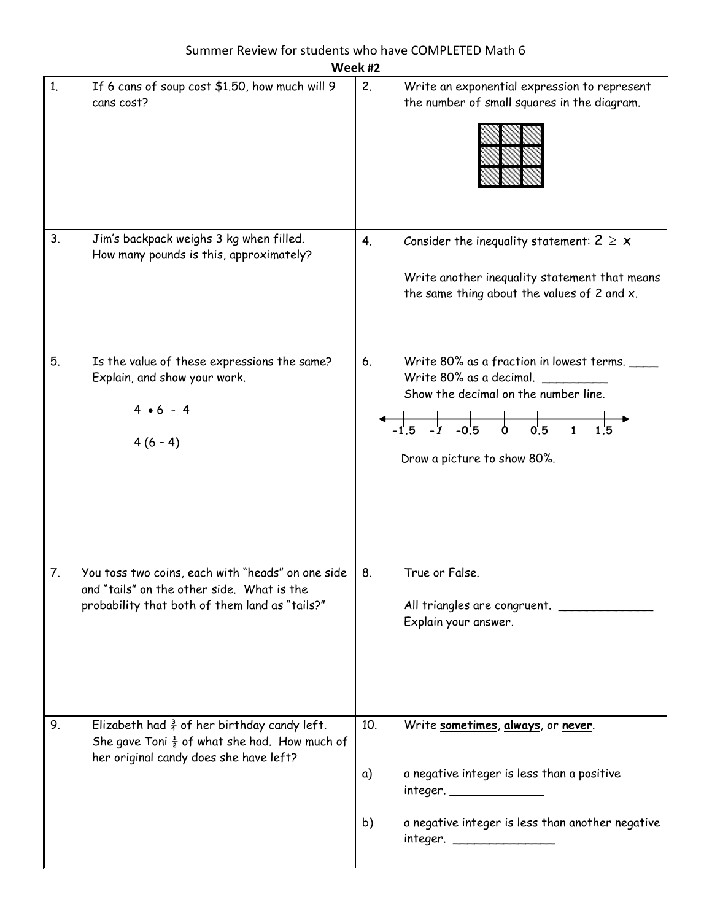Summer Review for students who have COMPLETED Math 6

**Week #2**

| | |
|---|---|
| 1. If 6 cans of soup cost \$1.50, how much will 9 cans cost? | 2. Write an exponential expression to represent the number of small squares in the diagram. |
| 3. Jim's backpack weighs 3 kg when filled. How many pounds is this, approximately? | 4. Consider the inequality statement: $2 \geq x$<br><br>Write another inequality statement that means the same thing about the values of 2 and x. |
| 5. Is the value of these expressions the same? Explain, and show your work.<br><br>$4 \bullet 6 - 4$<br><br>$4(6 - 4)$ | 6. Write 80% as a fraction in lowest terms. ____<br>Write 80% as a decimal. _________<br>Show the decimal on the number line.<br><br>-1.5 -1 -0.5 0 0.5 1 1.5<br><br>Draw a picture to show 80%. |
| 7. You toss two coins, each with "heads" on one side and "tails" on the other side. What is the probability that both of them land as "tails?" | 8. True or False.<br><br>All triangles are congruent. ______________<br>Explain your answer. |
| 9. Elizabeth had $\frac{3}{4}$ of her birthday candy left. She gave Toni $\frac{1}{2}$ of what she had. How much of her original candy does she have left? | 10. Write **sometimes**, **always**, or **never**.<br><br>a) a negative integer is less than a positive integer. ______________<br><br>b) a negative integer is less than another negative integer. _______________ |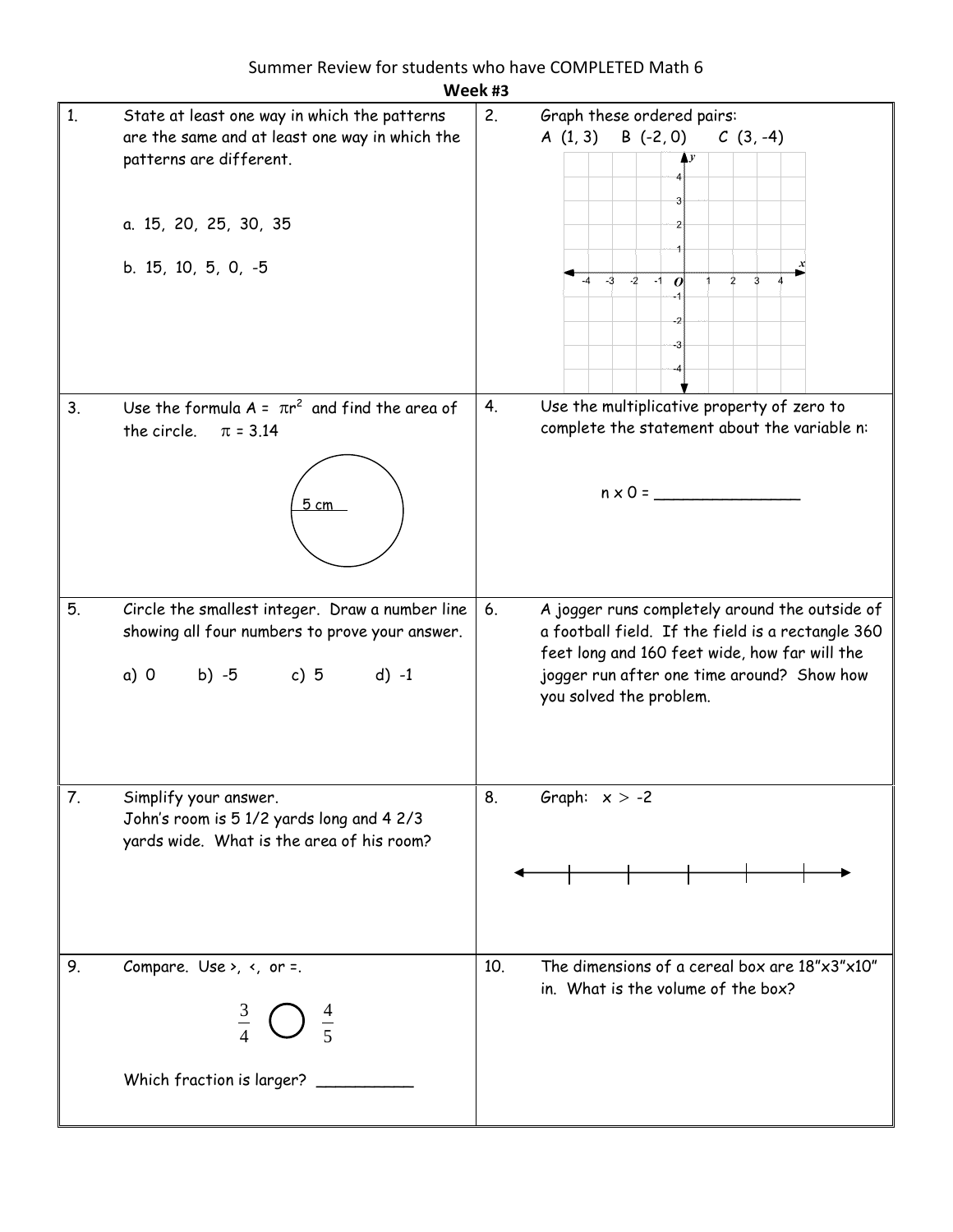# Summer Review for students who have COMPLETED Math 6

## Week #3

**1.** State at least one way in which the patterns are the same and at least one way in which the patterns are different.

a. 15, 20, 25, 30, 35

b. 15, 10, 5, 0, -5

**2.** Graph these ordered pairs:
A (1, 3)  B (-2, 0)  C (3, -4)

**3.** Use the formula $A = \pi r^2$ and find the area of the circle.  $\pi = 3.14$

5 cm

**4.** Use the multiplicative property of zero to complete the statement about the variable n:

n x 0 = _______________

**5.** Circle the smallest integer. Draw a number line showing all four numbers to prove your answer.

a) 0  b) -5  c) 5  d) -1

**6.** A jogger runs completely around the outside of a football field. If the field is a rectangle 360 feet long and 160 feet wide, how far will the jogger run after one time around? Show how you solved the problem.

**7.** Simplify your answer.
John's room is 5 1/2 yards long and 4 2/3 yards wide. What is the area of his room?

**8.** Graph: $x > -2$

**9.** Compare. Use >, <, or =.

$\frac{3}{4} \bigcirc \frac{4}{5}$

Which fraction is larger? __________

**10.** The dimensions of a cereal box are 18"x3"x10" in. What is the volume of the box?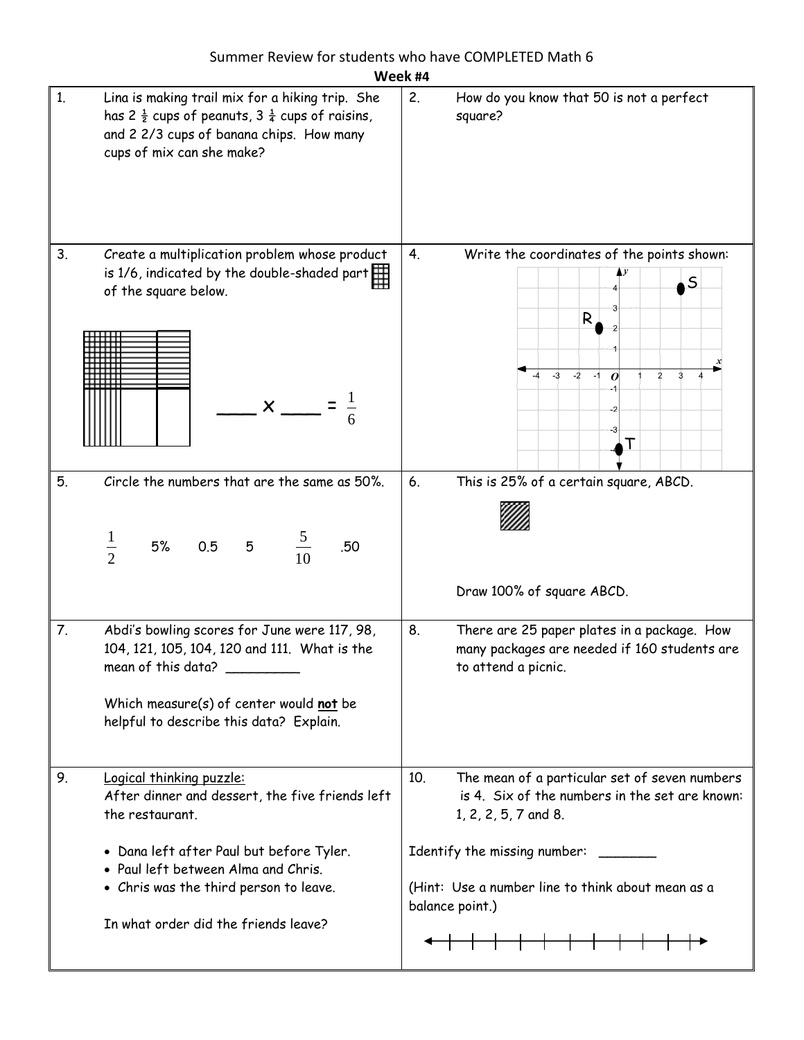Summer Review for students who have COMPLETED Math 6

**Week #4**

1. Lina is making trail mix for a hiking trip. She has 2 ½ cups of peanuts, 3 ¼ cups of raisins, and 2 2/3 cups of banana chips. How many cups of mix can she make?

2. How do you know that 50 is not a perfect square?

3. Create a multiplication problem whose product is 1/6, indicated by the double-shaded part of the square below.

   ____ x ____ = $\frac{1}{6}$

4. Write the coordinates of the points shown:

   R, S, T

5. Circle the numbers that are the same as 50%.

   $\frac{1}{2}$ 5% 0.5 5 $\frac{5}{10}$ .50

6. This is 25% of a certain square, ABCD.

   Draw 100% of square ABCD.

7. Abdi's bowling scores for June were 117, 98, 104, 121, 105, 104, 120 and 111. What is the mean of this data? _________

   Which measure(s) of center would **not** be helpful to describe this data? Explain.

8. There are 25 paper plates in a package. How many packages are needed if 160 students are to attend a picnic.

9. Logical thinking puzzle:
   After dinner and dessert, the five friends left the restaurant.

   - Dana left after Paul but before Tyler.
   - Paul left between Alma and Chris.
   - Chris was the third person to leave.

   In what order did the friends leave?

10. The mean of a particular set of seven numbers is 4. Six of the numbers in the set are known: 1, 2, 2, 5, 7 and 8.

    Identify the missing number: _______

    (Hint: Use a number line to think about mean as a balance point.)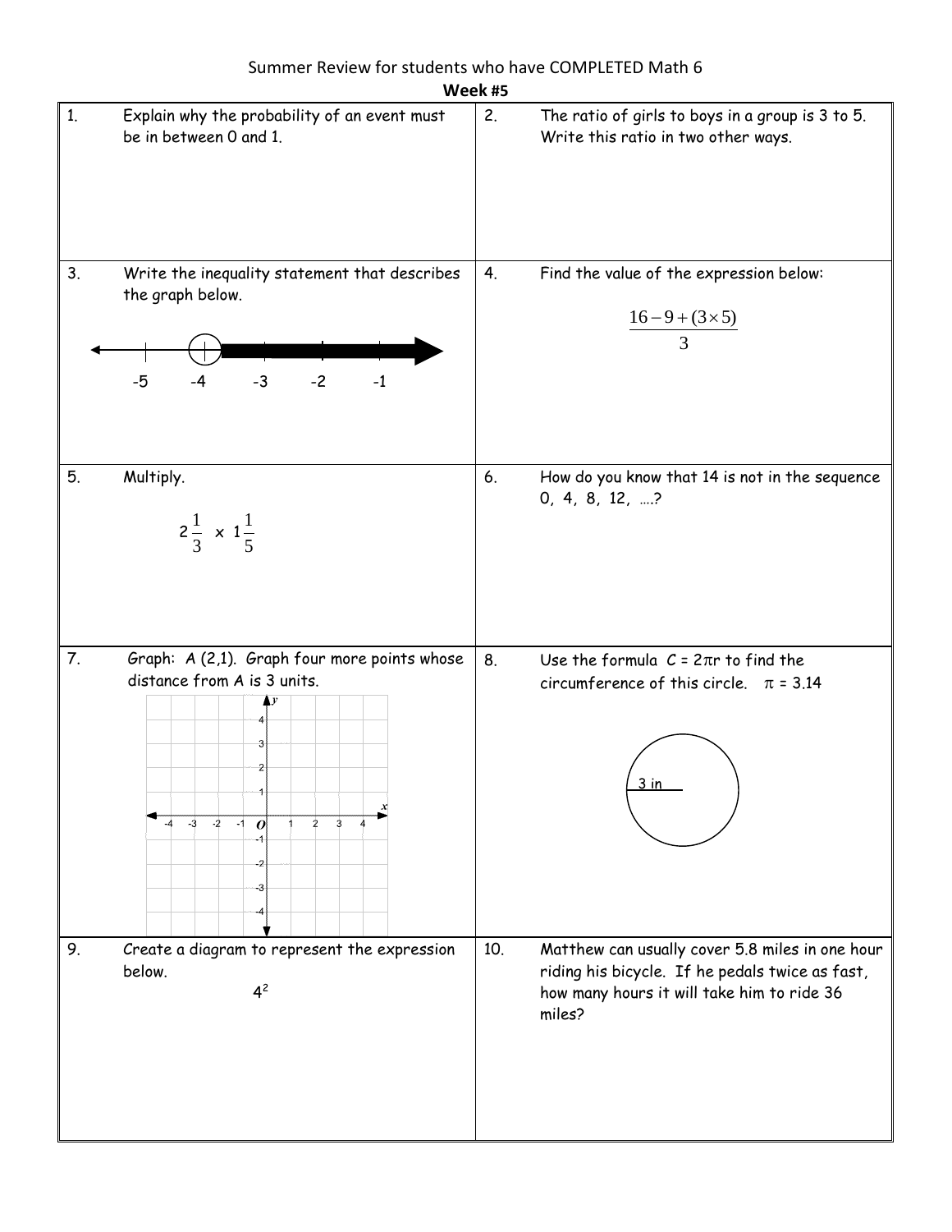Summer Review for students who have COMPLETED Math 6

**Week #5**

| | |
|---|---|
| 1. Explain why the probability of an event must be in between 0 and 1. | 2. The ratio of girls to boys in a group is 3 to 5. Write this ratio in two other ways. |
| 3. Write the inequality statement that describes the graph below. <br> -5 -4 -3 -2 -1 | 4. Find the value of the expression below: $$\frac{16-9+(3\times5)}{3}$$ |
| 5. Multiply. $$2\frac{1}{3} \times 1\frac{1}{5}$$ | 6. How do you know that 14 is not in the sequence 0, 4, 8, 12, ….? |
| 7. Graph: A (2,1). Graph four more points whose distance from A is 3 units. | 8. Use the formula $C = 2\pi r$ to find the circumference of this circle. $\pi = 3.14$ <br> 3 in |
| 9. Create a diagram to represent the expression below. $$4^2$$ | 10. Matthew can usually cover 5.8 miles in one hour riding his bicycle. If he pedals twice as fast, how many hours it will take him to ride 36 miles? |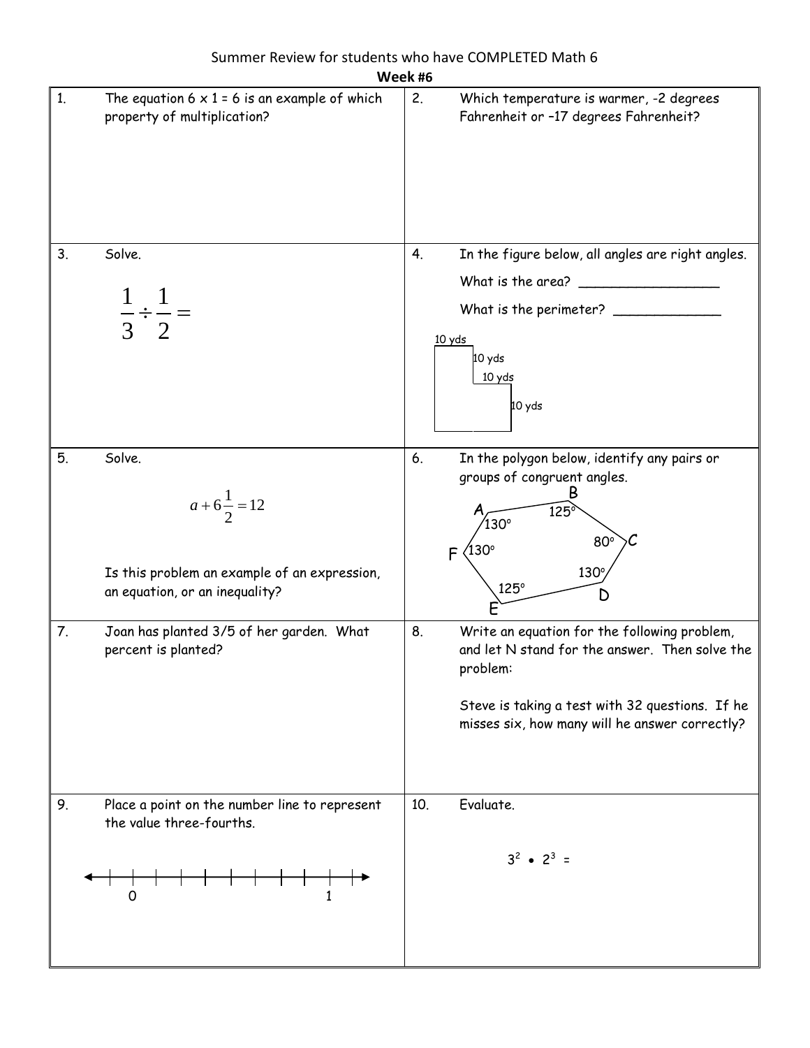Summer Review for students who have COMPLETED Math 6

**Week #6**

| | |
|---|---|
| 1. The equation 6 x 1 = 6 is an example of which property of multiplication? | 2. Which temperature is warmer, -2 degrees Fahrenheit or –17 degrees Fahrenheit? |
| 3. Solve. $$\frac{1}{3} \div \frac{1}{2} =$$ | 4. In the figure below, all angles are right angles. What is the area? __________________ What is the perimeter? ______________ 10 yds 10 yds 10 yds 10 yds |
| 5. Solve. $$a + 6\frac{1}{2} = 12$$ Is this problem an example of an expression, an equation, or an inequality? | 6. In the polygon below, identify any pairs or groups of congruent angles. A 130° B 125° C 80° D 130° E 125° F 130° |
| 7. Joan has planted 3/5 of her garden. What percent is planted? | 8. Write an equation for the following problem, and let N stand for the answer. Then solve the problem: Steve is taking a test with 32 questions. If he misses six, how many will he answer correctly? |
| 9. Place a point on the number line to represent the value three-fourths. 0 1 | 10. Evaluate. $3^2 \bullet 2^3 =$ |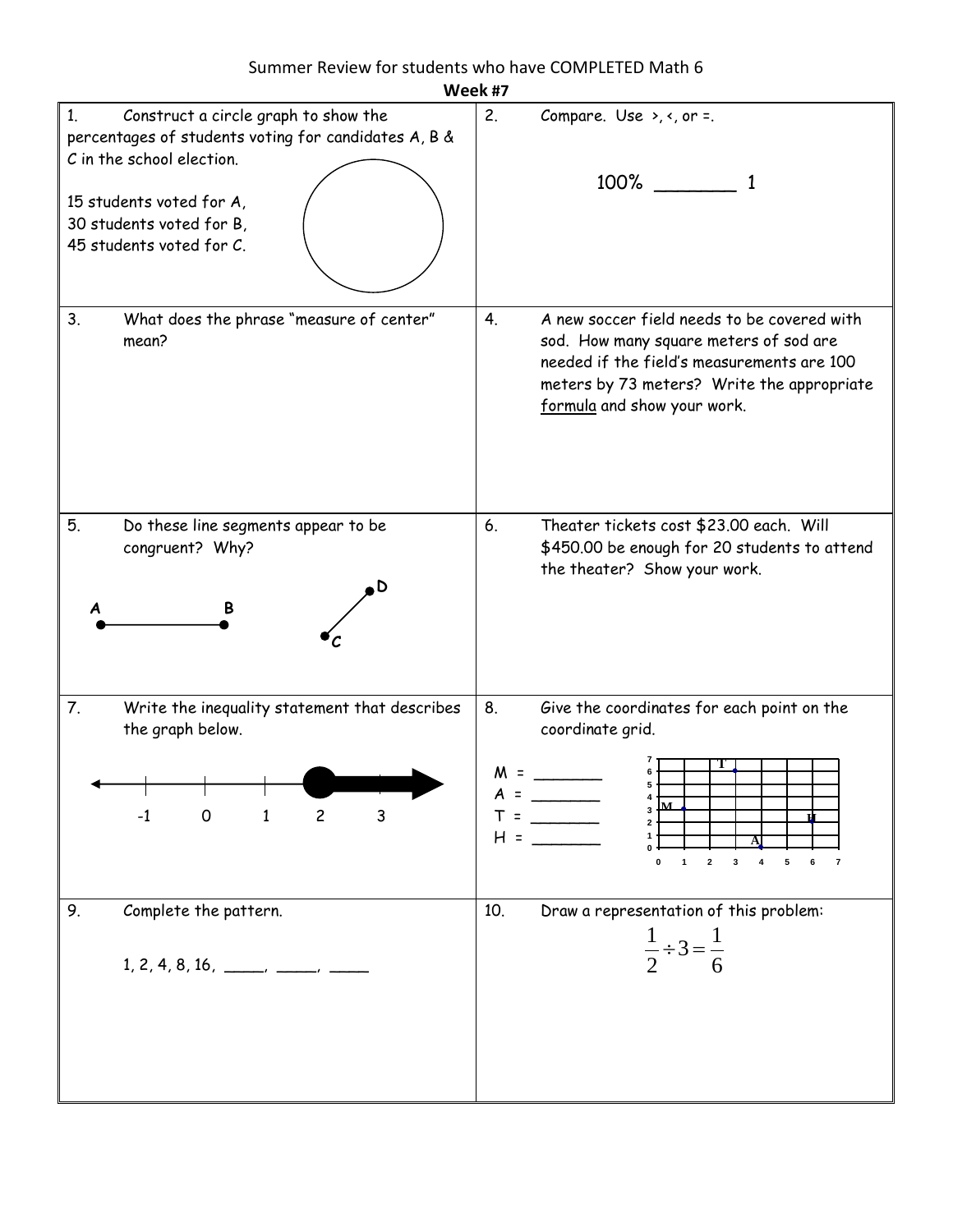# Summer Review for students who have COMPLETED Math 6

## Week #7

1. Construct a circle graph to show the percentages of students voting for candidates A, B & C in the school election.

   15 students voted for A,
   30 students voted for B,
   45 students voted for C.

2. Compare. Use >, <, or =.

   100% _______ 1

3. What does the phrase "measure of center" mean?

4. A new soccer field needs to be covered with sod. How many square meters of sod are needed if the field's measurements are 100 meters by 73 meters? Write the appropriate formula and show your work.

5. Do these line segments appear to be congruent? Why?

   A ——— B    C / D

6. Theater tickets cost $23.00 each. Will $450.00 be enough for 20 students to attend the theater? Show your work.

7. Write the inequality statement that describes the graph below.

   -1  0  1  2  3

8. Give the coordinates for each point on the coordinate grid.

   M = _______
   A = _______
   T = _______
   H = _______

9. Complete the pattern.

   1, 2, 4, 8, 16, ____, ____, ____

10. Draw a representation of this problem:

$$\frac{1}{2} \div 3 = \frac{1}{6}$$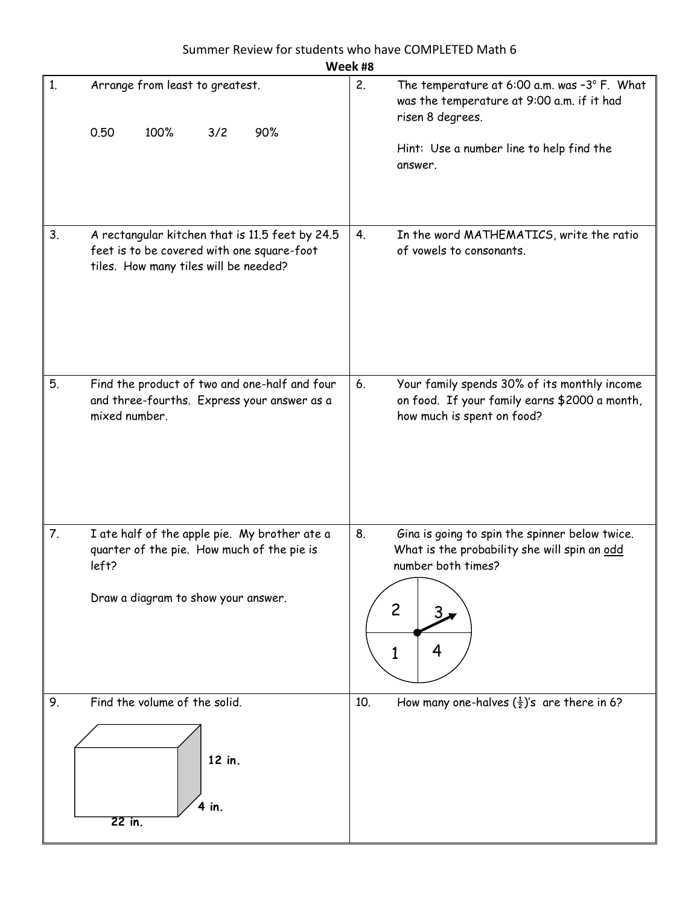Summer Review for students who have COMPLETED Math 6

**Week #8**

| | | | |
|---|---|---|---|
| 1. | Arrange from least to greatest.<br><br>0.50 100% 3/2 90% | 2. | The temperature at 6:00 a.m. was –3° F. What was the temperature at 9:00 a.m. if it had risen 8 degrees.<br><br>Hint: Use a number line to help find the answer. |
| 3. | A rectangular kitchen that is 11.5 feet by 24.5 feet is to be covered with one square-foot tiles. How many tiles will be needed? | 4. | In the word MATHEMATICS, write the ratio of vowels to consonants. |
| 5. | Find the product of two and one-half and four and three-fourths. Express your answer as a mixed number. | 6. | Your family spends 30% of its monthly income on food. If your family earns $2000 a month, how much is spent on food? |
| 7. | I ate half of the apple pie. My brother ate a quarter of the pie. How much of the pie is left?<br><br>Draw a diagram to show your answer. | 8. | Gina is going to spin the spinner below twice. What is the probability she will spin an <u>odd</u> number both times?<br><br>(Spinner with sections labeled 2, 3, 1, 4) |
| 9. | Find the volume of the solid.<br><br>(Rectangular prism: 22 in., 4 in., 12 in.) | 10. | How many one-halves ($\frac{1}{2}$)'s are there in 6? |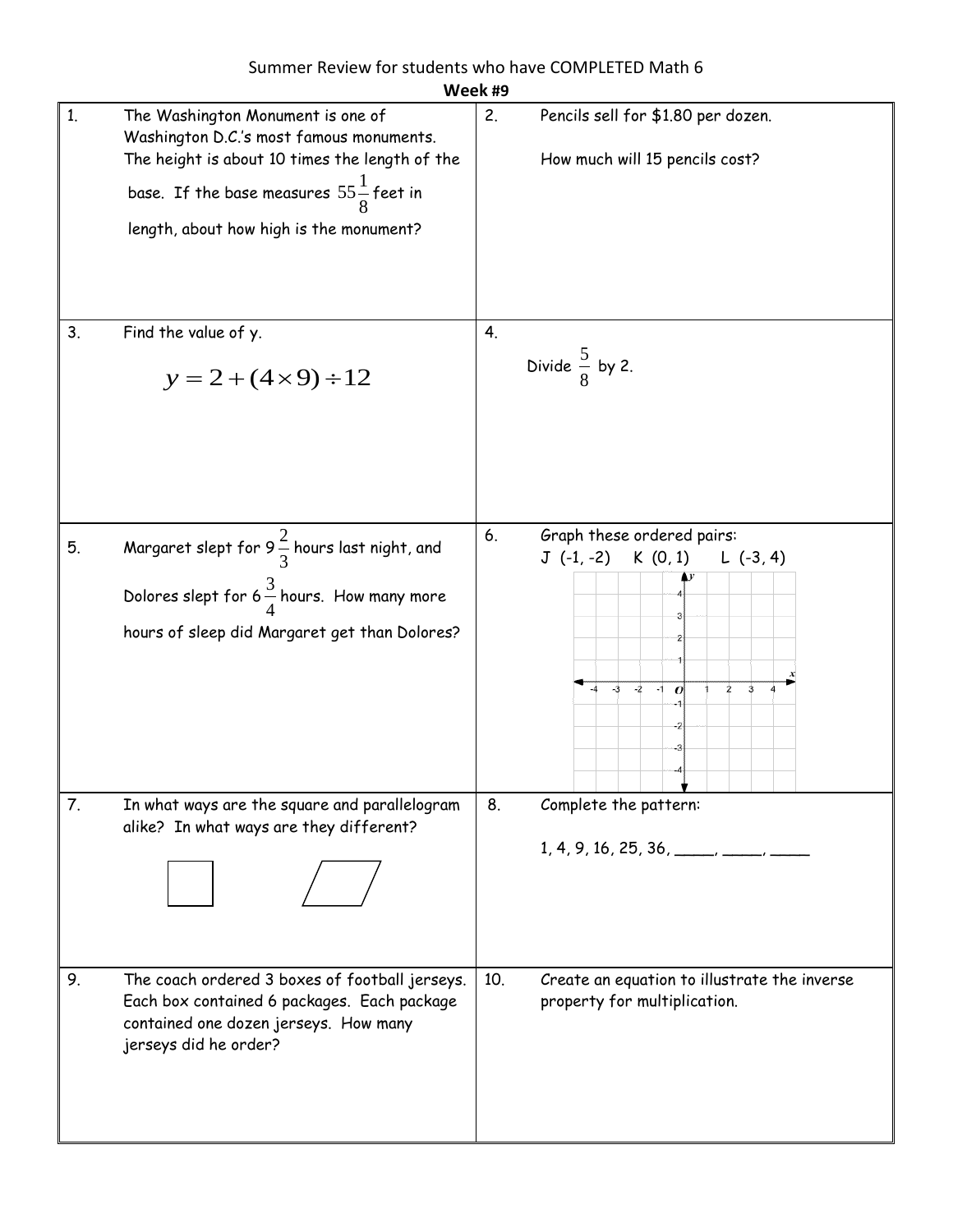# Summer Review for students who have COMPLETED Math 6

## Week #9

| | | | |
|---|---|---|---|
| 1. | The Washington Monument is one of Washington D.C.'s most famous monuments. The height is about 10 times the length of the base. If the base measures $55\frac{1}{8}$ feet in length, about how high is the monument? | 2. | Pencils sell for \$1.80 per dozen.<br><br>How much will 15 pencils cost? |
| 3. | Find the value of y.<br><br>$y = 2 + (4 \times 9) \div 12$ | 4. | Divide $\frac{5}{8}$ by 2. |
| 5. | Margaret slept for $9\frac{2}{3}$ hours last night, and Dolores slept for $6\frac{3}{4}$ hours. How many more hours of sleep did Margaret get than Dolores? | 6. | Graph these ordered pairs:<br>J (-1, -2) K (0, 1) L (-3, 4) |
| 7. | In what ways are the square and parallelogram alike? In what ways are they different? | 8. | Complete the pattern:<br><br>1, 4, 9, 16, 25, 36, \_\_\_\_, \_\_\_\_, \_\_\_\_ |
| 9. | The coach ordered 3 boxes of football jerseys. Each box contained 6 packages. Each package contained one dozen jerseys. How many jerseys did he order? | 10. | Create an equation to illustrate the inverse property for multiplication. |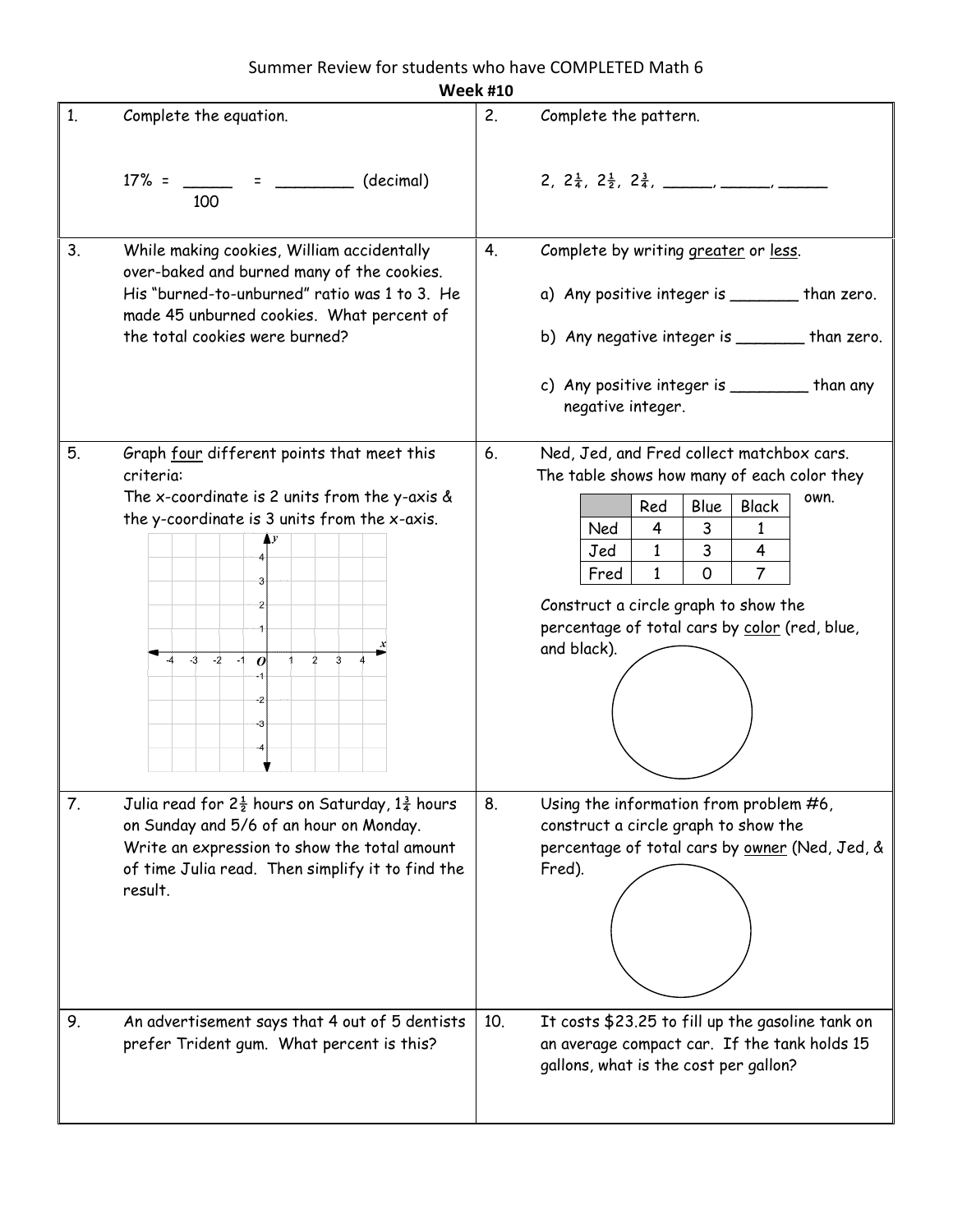# Summer Review for students who have COMPLETED Math 6

## Week #10

1. Complete the equation.

   $17\% = \frac{\_\_\_\_\_}{100} = \_\_\_\_\_\_\_\_$ (decimal)

2. Complete the pattern.

   $2,\ 2\frac{1}{4},\ 2\frac{1}{2},\ 2\frac{3}{4},$ _____, _____, _____

3. While making cookies, William accidentally over-baked and burned many of the cookies. His "burned-to-unburned" ratio was 1 to 3. He made 45 unburned cookies. What percent of the total cookies were burned?

4. Complete by writing greater or less.

   a) Any positive integer is _______ than zero.

   b) Any negative integer is _______ than zero.

   c) Any positive integer is ________ than any negative integer.

5. Graph four different points that meet this criteria:
   The x-coordinate is 2 units from the y-axis & the y-coordinate is 3 units from the x-axis.

6. Ned, Jed, and Fred collect matchbox cars. The table shows how many of each color they own.

   | | Red | Blue | Black |
   |---|---|---|---|
   | Ned | 4 | 3 | 1 |
   | Jed | 1 | 3 | 4 |
   | Fred | 1 | 0 | 7 |

   Construct a circle graph to show the percentage of total cars by color (red, blue, and black).

7. Julia read for $2\frac{1}{2}$ hours on Saturday, $1\frac{3}{4}$ hours on Sunday and 5/6 of an hour on Monday. Write an expression to show the total amount of time Julia read. Then simplify it to find the result.

8. Using the information from problem #6, construct a circle graph to show the percentage of total cars by owner (Ned, Jed, & Fred).

9. An advertisement says that 4 out of 5 dentists prefer Trident gum. What percent is this?

10. It costs $23.25 to fill up the gasoline tank on an average compact car. If the tank holds 15 gallons, what is the cost per gallon?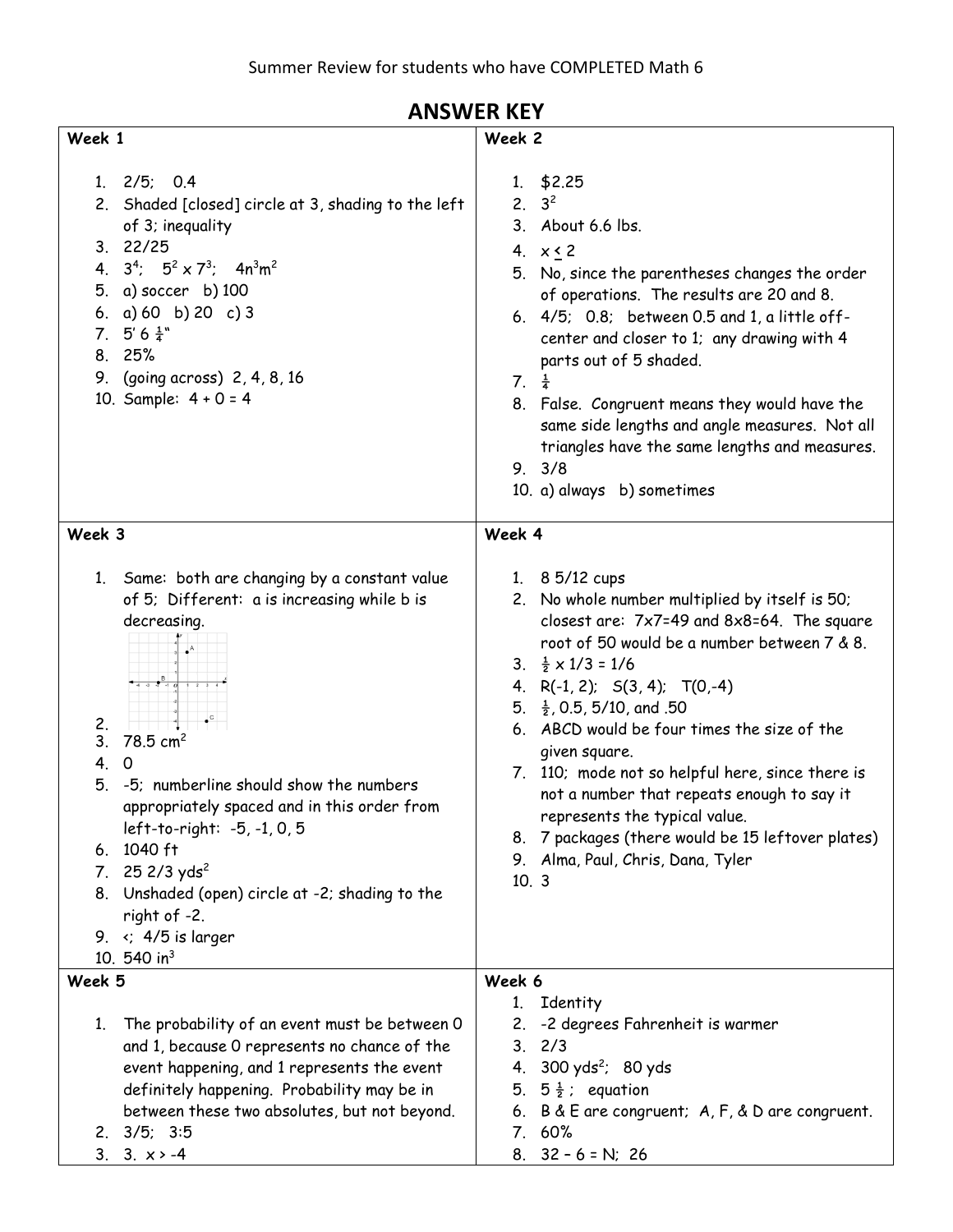Summer Review for students who have COMPLETED Math 6

# ANSWER KEY

| Week 1 | Week 2 |
| --- | --- |
| 1. 2/5; 0.4<br>2. Shaded [closed] circle at 3, shading to the left of 3; inequality<br>3. 22/25<br>4. $3^4$; $5^2 \times 7^3$; $4n^3m^2$<br>5. a) soccer b) 100<br>6. a) 60 b) 20 c) 3<br>7. 5′ 6 ¼"<br>8. 25%<br>9. (going across) 2, 4, 8, 16<br>10. Sample: 4 + 0 = 4 | 1. $2.25<br>2. $3^2$<br>3. About 6.6 lbs.<br>4. $x \leq 2$<br>5. No, since the parentheses changes the order of operations. The results are 20 and 8.<br>6. 4/5; 0.8; between 0.5 and 1, a little off-center and closer to 1; any drawing with 4 parts out of 5 shaded.<br>7. ¼<br>8. False. Congruent means they would have the same side lengths and angle measures. Not all triangles have the same lengths and measures.<br>9. 3/8<br>10. a) always b) sometimes |
| **Week 3** | **Week 4** |
| 1. Same: both are changing by a constant value of 5; Different: a is increasing while b is decreasing.<br>2. (graph)<br>3. 78.5 $cm^2$<br>4. 0<br>5. -5; numberline should show the numbers appropriately spaced and in this order from left-to-right: -5, -1, 0, 5<br>6. 1040 ft<br>7. 25 2/3 $yds^2$<br>8. Unshaded (open) circle at -2; shading to the right of -2.<br>9. <; 4/5 is larger<br>10. 540 $in^3$ | 1. 8 5/12 cups<br>2. No whole number multiplied by itself is 50; closest are: 7x7=49 and 8x8=64. The square root of 50 would be a number between 7 & 8.<br>3. ½ x 1/3 = 1/6<br>4. R(-1, 2); S(3, 4); T(0,-4)<br>5. ½, 0.5, 5/10, and .50<br>6. ABCD would be four times the size of the given square.<br>7. 110; mode not so helpful here, since there is not a number that repeats enough to say it represents the typical value.<br>8. 7 packages (there would be 15 leftover plates)<br>9. Alma, Paul, Chris, Dana, Tyler<br>10. 3 |
| **Week 5** | **Week 6** |
| 1. The probability of an event must be between 0 and 1, because 0 represents no chance of the event happening, and 1 represents the event definitely happening. Probability may be in between these two absolutes, but not beyond.<br>2. 3/5; 3:5<br>3. 3. $x > -4$ | 1. Identity<br>2. -2 degrees Fahrenheit is warmer<br>3. 2/3<br>4. 300 $yds^2$; 80 yds<br>5. 5 ½ ; equation<br>6. B & E are congruent; A, F, & D are congruent.<br>7. 60%<br>8. 32 – 6 = N; 26 |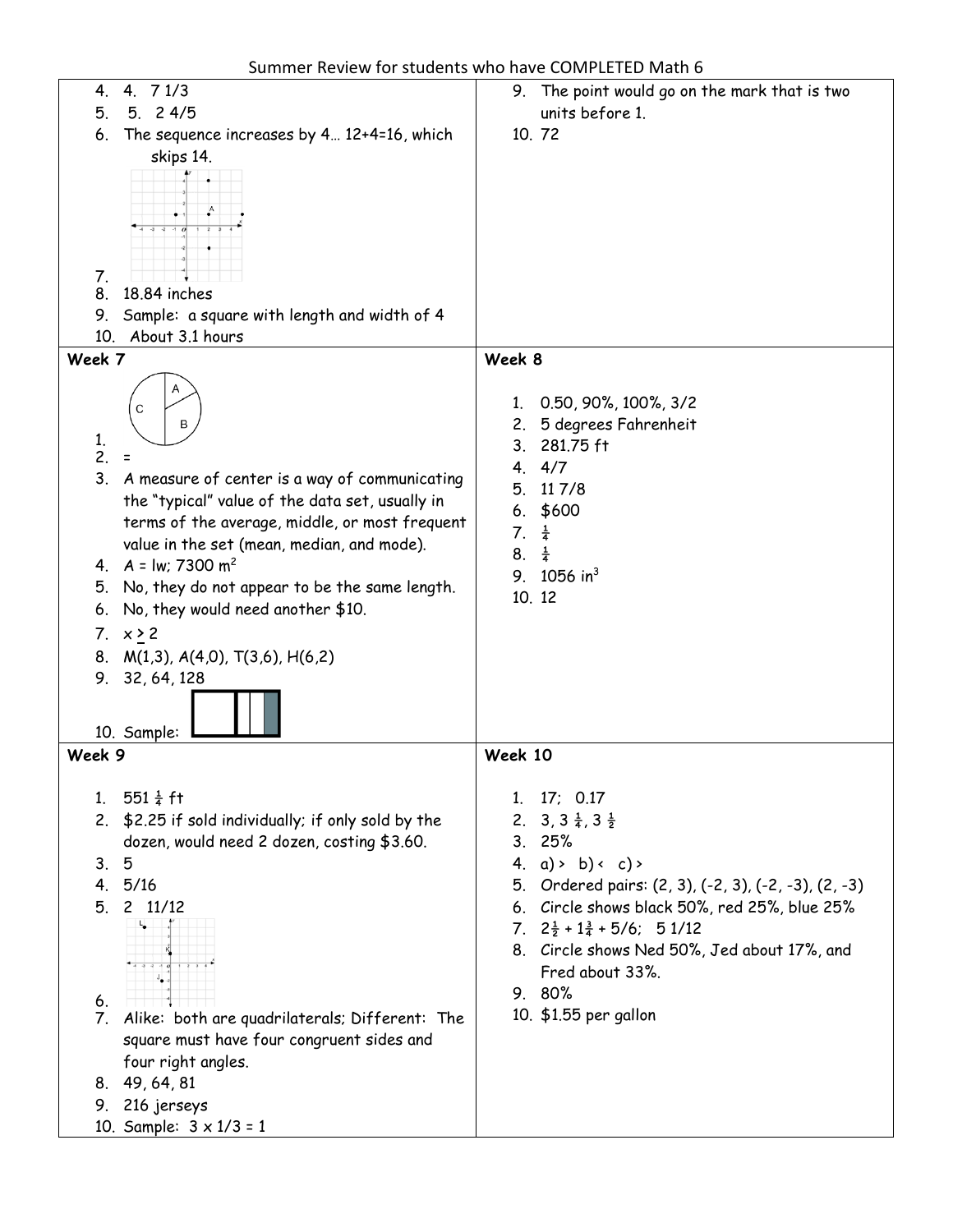# Summer Review for students who have COMPLETED Math 6

4. 4. 7 1/3
5. 5. 2 4/5
6. The sequence increases by 4… 12+4=16, which skips 14.
7. 
8. 18.84 inches
9. Sample: a square with length and width of 4
10. About 3.1 hours

9. The point would go on the mark that is two units before 1.
10. 72

**Week 7**

1. 
2. =
3. A measure of center is a way of communicating the "typical" value of the data set, usually in terms of the average, middle, or most frequent value in the set (mean, median, and mode).
4. A = lw; 7300 $m^2$
5. No, they do not appear to be the same length.
6. No, they would need another $10.
7. $x \geq 2$
8. M(1,3), A(4,0), T(3,6), H(6,2)
9. 32, 64, 128
10. Sample:

**Week 8**

1. 0.50, 90%, 100%, 3/2
2. 5 degrees Fahrenheit
3. 281.75 ft
4. 4/7
5. 11 7/8
6. $600
7. ¼
8. ¼
9. 1056 $in^3$
10. 12

**Week 9**

1. 551 ¼ ft
2. $2.25 if sold individually; if only sold by the dozen, would need 2 dozen, costing $3.60.
3. 5
4. 5/16
5. 2 11/12
6. 
7. Alike: both are quadrilaterals; Different: The square must have four congruent sides and four right angles.
8. 49, 64, 81
9. 216 jerseys
10. Sample: 3 x 1/3 = 1

**Week 10**

1. 17; 0.17
2. 3, 3 ¼, 3 ½
3. 25%
4. a) > b) < c) >
5. Ordered pairs: (2, 3), (-2, 3), (-2, -3), (2, -3)
6. Circle shows black 50%, red 25%, blue 25%
7. 2½ + 1¾ + 5/6; 5 1/12
8. Circle shows Ned 50%, Jed about 17%, and Fred about 33%.
9. 80%
10. $1.55 per gallon